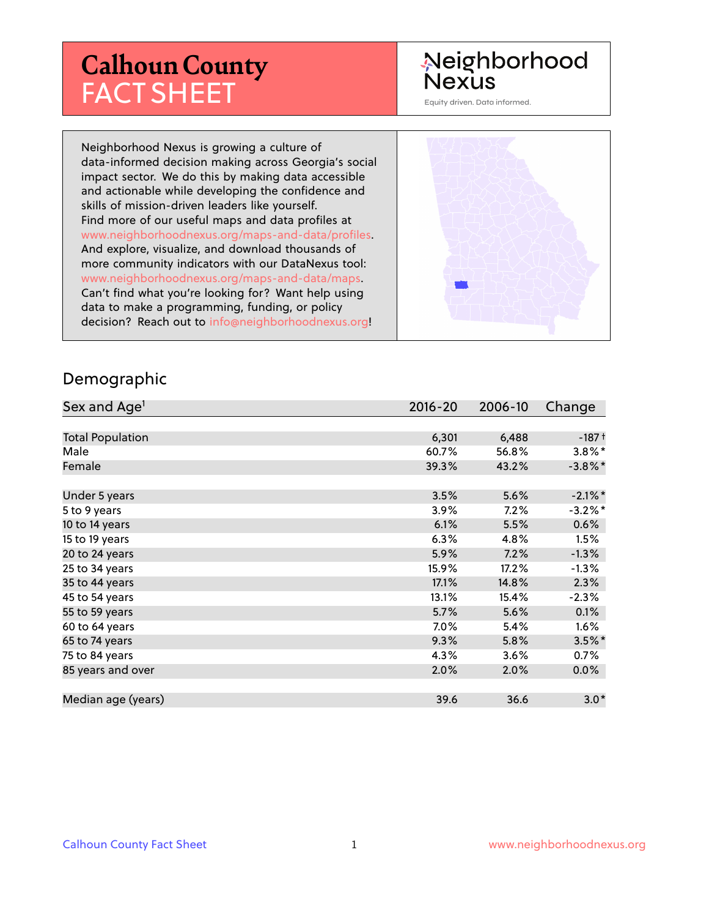# Calhoun County FACT SHEET

Neighborhood Nexus

Equity driven. Data informed.

Neighborhood Nexus is growing a culture of data-informed decision making across Georgia's social impact sector. We do this by making data accessible and actionable while developing the confidence and skills of mission-driven leaders like yourself. Find more of our useful maps and data profiles at www.neighborhoodnexus.org/maps-and-data/profiles. And explore, visualize, and download thousands of more community indicators with our DataNexus tool: www.neighborhoodnexus.org/maps-and-data/maps. Can't find what you're looking for? Want help using data to make a programming, funding, or policy decision? Reach out to info@neighborhoodnexus.org!

## Demographic

| Sex and Age[1] | 2016-20 | 2006-10 | Change |
|---|---|---|---|
| Total Population | 6,301 | 6,488 | -187 † |
| Male | 60.7% | 56.8% | 3.8%* |
| Female | 39.3% | 43.2% | -3.8%* |
| Under 5 years | 3.5% | 5.6% | -2.1%* |
| 5 to 9 years | 3.9% | 7.2% | -3.2%* |
| 10 to 14 years | 6.1% | 5.5% | 0.6% |
| 15 to 19 years | 6.3% | 4.8% | 1.5% |
| 20 to 24 years | 5.9% | 7.2% | -1.3% |
| 25 to 34 years | 15.9% | 17.2% | -1.3% |
| 35 to 44 years | 17.1% | 14.8% | 2.3% |
| 45 to 54 years | 13.1% | 15.4% | -2.3% |
| 55 to 59 years | 5.7% | 5.6% | 0.1% |
| 60 to 64 years | 7.0% | 5.4% | 1.6% |
| 65 to 74 years | 9.3% | 5.8% | 3.5%* |
| 75 to 84 years | 4.3% | 3.6% | 0.7% |
| 85 years and over | 2.0% | 2.0% | 0.0% |
| Median age (years) | 39.6 | 36.6 | 3.0* |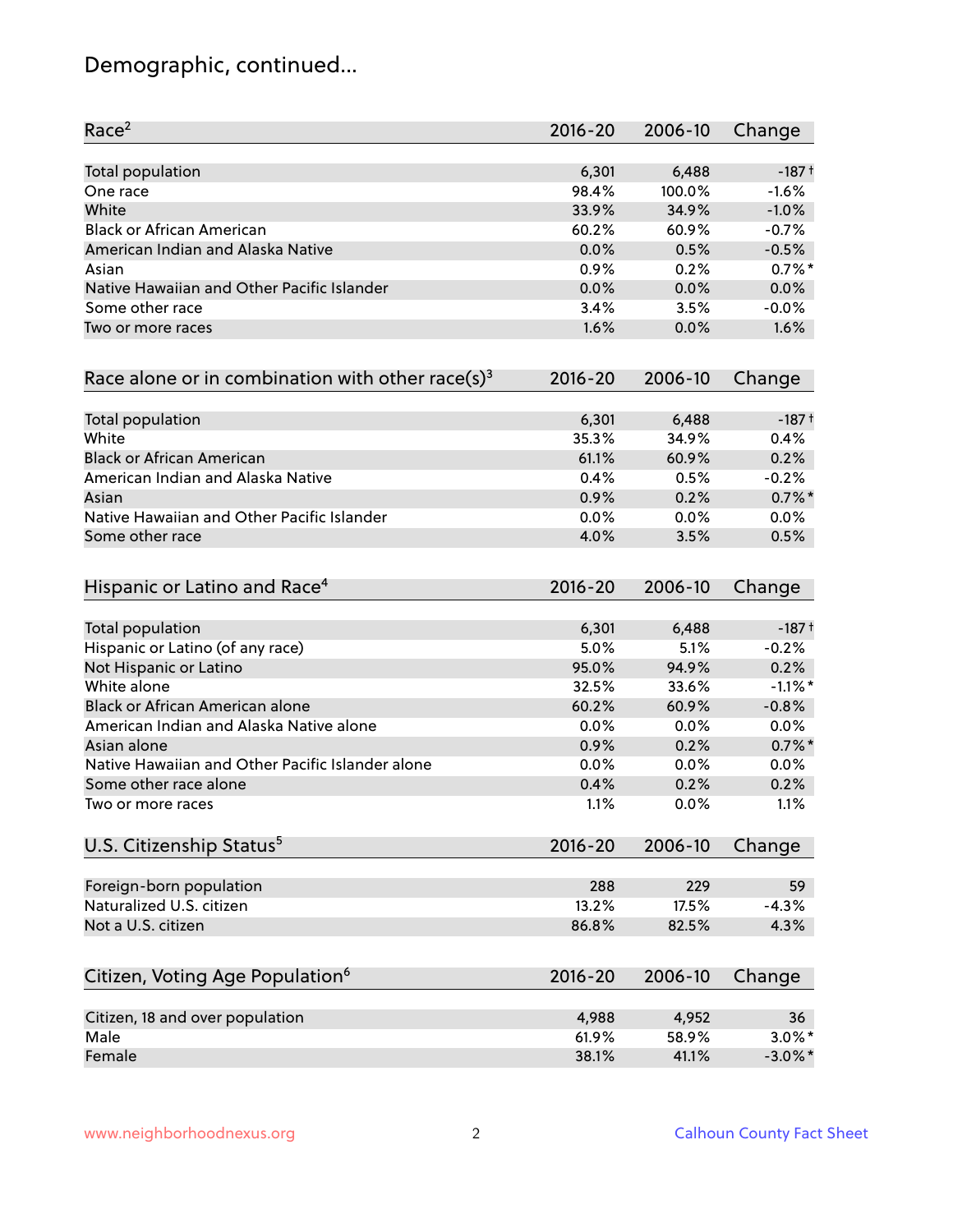# Demographic, continued...

| Race[2] | 2016-20 | 2006-10 | Change |
|---|---|---|---|
| Total population | 6,301 | 6,488 | -187† |
| One race | 98.4% | 100.0% | -1.6% |
| White | 33.9% | 34.9% | -1.0% |
| Black or African American | 60.2% | 60.9% | -0.7% |
| American Indian and Alaska Native | 0.0% | 0.5% | -0.5% |
| Asian | 0.9% | 0.2% | 0.7%* |
| Native Hawaiian and Other Pacific Islander | 0.0% | 0.0% | 0.0% |
| Some other race | 3.4% | 3.5% | -0.0% |
| Two or more races | 1.6% | 0.0% | 1.6% |

| Race alone or in combination with other race(s)[3] | 2016-20 | 2006-10 | Change |
|---|---|---|---|
| Total population | 6,301 | 6,488 | -187† |
| White | 35.3% | 34.9% | 0.4% |
| Black or African American | 61.1% | 60.9% | 0.2% |
| American Indian and Alaska Native | 0.4% | 0.5% | -0.2% |
| Asian | 0.9% | 0.2% | 0.7%* |
| Native Hawaiian and Other Pacific Islander | 0.0% | 0.0% | 0.0% |
| Some other race | 4.0% | 3.5% | 0.5% |

| Hispanic or Latino and Race[4] | 2016-20 | 2006-10 | Change |
|---|---|---|---|
| Total population | 6,301 | 6,488 | -187† |
| Hispanic or Latino (of any race) | 5.0% | 5.1% | -0.2% |
| Not Hispanic or Latino | 95.0% | 94.9% | 0.2% |
| White alone | 32.5% | 33.6% | -1.1%* |
| Black or African American alone | 60.2% | 60.9% | -0.8% |
| American Indian and Alaska Native alone | 0.0% | 0.0% | 0.0% |
| Asian alone | 0.9% | 0.2% | 0.7%* |
| Native Hawaiian and Other Pacific Islander alone | 0.0% | 0.0% | 0.0% |
| Some other race alone | 0.4% | 0.2% | 0.2% |
| Two or more races | 1.1% | 0.0% | 1.1% |

| U.S. Citizenship Status[5] | 2016-20 | 2006-10 | Change |
|---|---|---|---|
| Foreign-born population | 288 | 229 | 59 |
| Naturalized U.S. citizen | 13.2% | 17.5% | -4.3% |
| Not a U.S. citizen | 86.8% | 82.5% | 4.3% |

| Citizen, Voting Age Population[6] | 2016-20 | 2006-10 | Change |
|---|---|---|---|
| Citizen, 18 and over population | 4,988 | 4,952 | 36 |
| Male | 61.9% | 58.9% | 3.0%* |
| Female | 38.1% | 41.1% | -3.0%* |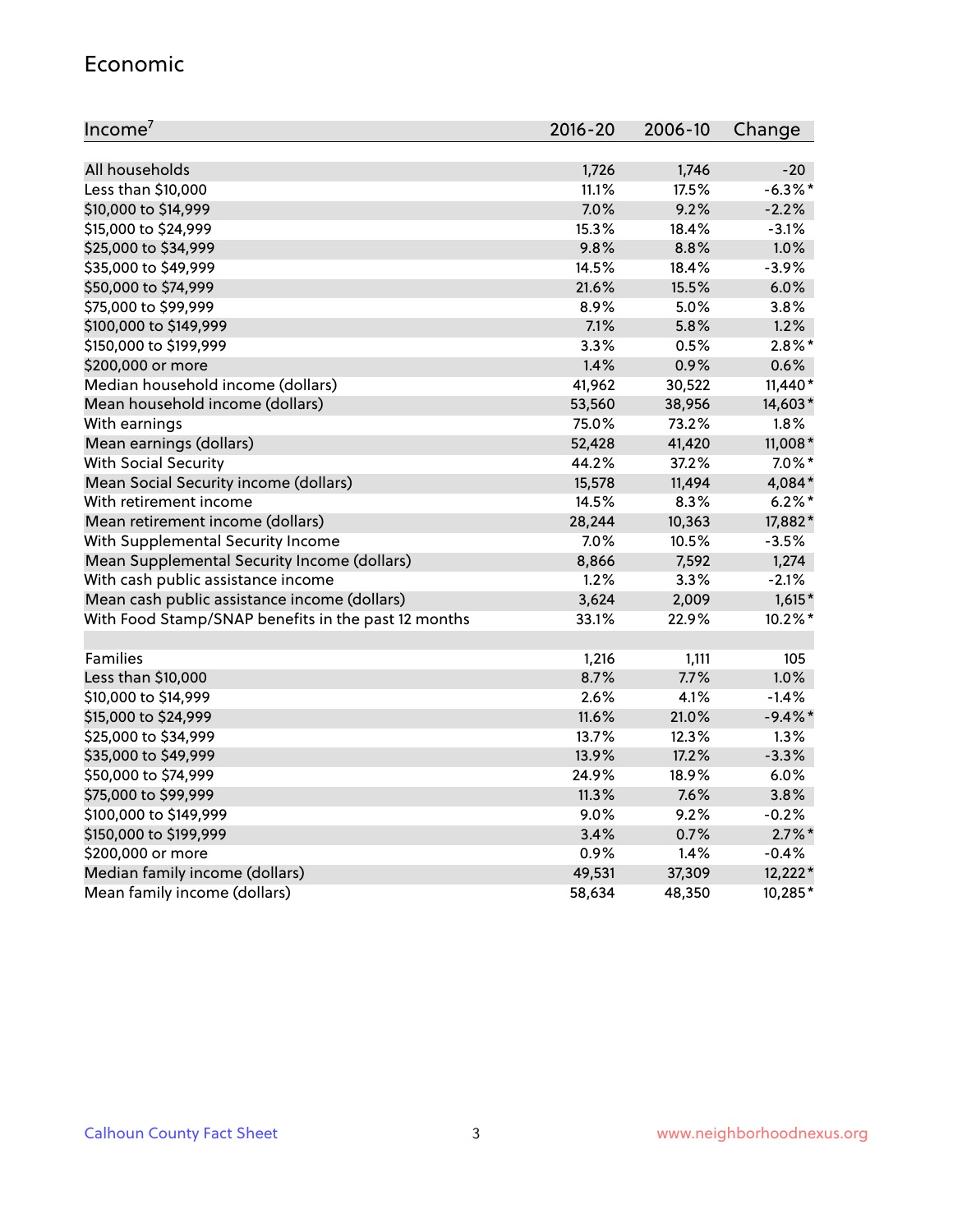## Economic

| Income[7] | 2016-20 | 2006-10 | Change |
|---|---|---|---|
| All households | 1,726 | 1,746 | -20 |
| Less than $10,000 | 11.1% | 17.5% | -6.3%* |
| $10,000 to $14,999 | 7.0% | 9.2% | -2.2% |
| $15,000 to $24,999 | 15.3% | 18.4% | -3.1% |
| $25,000 to $34,999 | 9.8% | 8.8% | 1.0% |
| $35,000 to $49,999 | 14.5% | 18.4% | -3.9% |
| $50,000 to $74,999 | 21.6% | 15.5% | 6.0% |
| $75,000 to $99,999 | 8.9% | 5.0% | 3.8% |
| $100,000 to $149,999 | 7.1% | 5.8% | 1.2% |
| $150,000 to $199,999 | 3.3% | 0.5% | 2.8%* |
| $200,000 or more | 1.4% | 0.9% | 0.6% |
| Median household income (dollars) | 41,962 | 30,522 | 11,440* |
| Mean household income (dollars) | 53,560 | 38,956 | 14,603* |
| With earnings | 75.0% | 73.2% | 1.8% |
| Mean earnings (dollars) | 52,428 | 41,420 | 11,008* |
| With Social Security | 44.2% | 37.2% | 7.0%* |
| Mean Social Security income (dollars) | 15,578 | 11,494 | 4,084* |
| With retirement income | 14.5% | 8.3% | 6.2%* |
| Mean retirement income (dollars) | 28,244 | 10,363 | 17,882* |
| With Supplemental Security Income | 7.0% | 10.5% | -3.5% |
| Mean Supplemental Security Income (dollars) | 8,866 | 7,592 | 1,274 |
| With cash public assistance income | 1.2% | 3.3% | -2.1% |
| Mean cash public assistance income (dollars) | 3,624 | 2,009 | 1,615* |
| With Food Stamp/SNAP benefits in the past 12 months | 33.1% | 22.9% | 10.2%* |
| | | | |
| Families | 1,216 | 1,111 | 105 |
| Less than $10,000 | 8.7% | 7.7% | 1.0% |
| $10,000 to $14,999 | 2.6% | 4.1% | -1.4% |
| $15,000 to $24,999 | 11.6% | 21.0% | -9.4%* |
| $25,000 to $34,999 | 13.7% | 12.3% | 1.3% |
| $35,000 to $49,999 | 13.9% | 17.2% | -3.3% |
| $50,000 to $74,999 | 24.9% | 18.9% | 6.0% |
| $75,000 to $99,999 | 11.3% | 7.6% | 3.8% |
| $100,000 to $149,999 | 9.0% | 9.2% | -0.2% |
| $150,000 to $199,999 | 3.4% | 0.7% | 2.7%* |
| $200,000 or more | 0.9% | 1.4% | -0.4% |
| Median family income (dollars) | 49,531 | 37,309 | 12,222* |
| Mean family income (dollars) | 58,634 | 48,350 | 10,285* |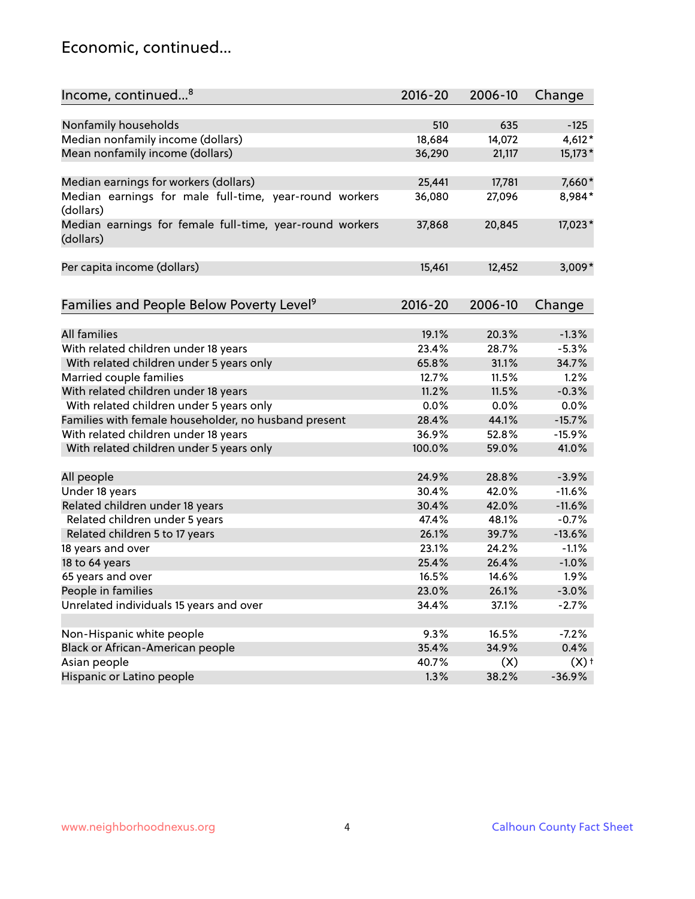## Economic, continued...

| Income, continued...[8] | 2016-20 | 2006-10 | Change |
|---|---|---|---|
| Nonfamily households | 510 | 635 | -125 |
| Median nonfamily income (dollars) | 18,684 | 14,072 | 4,612* |
| Mean nonfamily income (dollars) | 36,290 | 21,117 | 15,173* |
| Median earnings for workers (dollars) | 25,441 | 17,781 | 7,660* |
| Median earnings for male full-time, year-round workers (dollars) | 36,080 | 27,096 | 8,984* |
| Median earnings for female full-time, year-round workers (dollars) | 37,868 | 20,845 | 17,023* |
| Per capita income (dollars) | 15,461 | 12,452 | 3,009* |

| Families and People Below Poverty Level[9] | 2016-20 | 2006-10 | Change |
|---|---|---|---|
| All families | 19.1% | 20.3% | -1.3% |
| With related children under 18 years | 23.4% | 28.7% | -5.3% |
| With related children under 5 years only | 65.8% | 31.1% | 34.7% |
| Married couple families | 12.7% | 11.5% | 1.2% |
| With related children under 18 years | 11.2% | 11.5% | -0.3% |
| With related children under 5 years only | 0.0% | 0.0% | 0.0% |
| Families with female householder, no husband present | 28.4% | 44.1% | -15.7% |
| With related children under 18 years | 36.9% | 52.8% | -15.9% |
| With related children under 5 years only | 100.0% | 59.0% | 41.0% |
| All people | 24.9% | 28.8% | -3.9% |
| Under 18 years | 30.4% | 42.0% | -11.6% |
| Related children under 18 years | 30.4% | 42.0% | -11.6% |
| Related children under 5 years | 47.4% | 48.1% | -0.7% |
| Related children 5 to 17 years | 26.1% | 39.7% | -13.6% |
| 18 years and over | 23.1% | 24.2% | -1.1% |
| 18 to 64 years | 25.4% | 26.4% | -1.0% |
| 65 years and over | 16.5% | 14.6% | 1.9% |
| People in families | 23.0% | 26.1% | -3.0% |
| Unrelated individuals 15 years and over | 34.4% | 37.1% | -2.7% |
| Non-Hispanic white people | 9.3% | 16.5% | -7.2% |
| Black or African-American people | 35.4% | 34.9% | 0.4% |
| Asian people | 40.7% | (X) | (X)† |
| Hispanic or Latino people | 1.3% | 38.2% | -36.9% |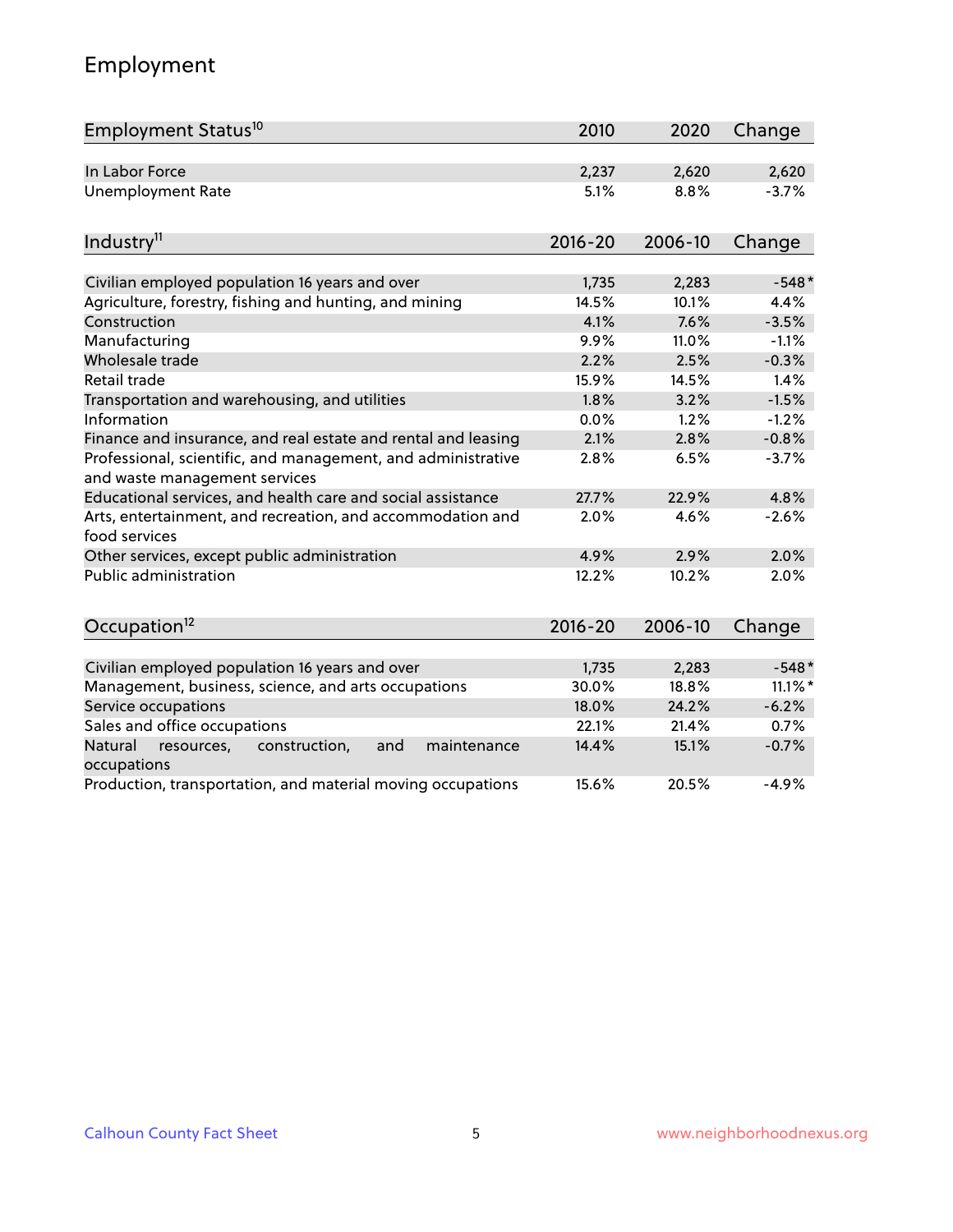# Employment

| Employment Status[10] | 2010 | 2020 | Change |
|---|---|---|---|
| In Labor Force | 2,237 | 2,620 | 2,620 |
| Unemployment Rate | 5.1% | 8.8% | -3.7% |

| Industry[11] | 2016-20 | 2006-10 | Change |
|---|---|---|---|
| Civilian employed population 16 years and over | 1,735 | 2,283 | -548* |
| Agriculture, forestry, fishing and hunting, and mining | 14.5% | 10.1% | 4.4% |
| Construction | 4.1% | 7.6% | -3.5% |
| Manufacturing | 9.9% | 11.0% | -1.1% |
| Wholesale trade | 2.2% | 2.5% | -0.3% |
| Retail trade | 15.9% | 14.5% | 1.4% |
| Transportation and warehousing, and utilities | 1.8% | 3.2% | -1.5% |
| Information | 0.0% | 1.2% | -1.2% |
| Finance and insurance, and real estate and rental and leasing | 2.1% | 2.8% | -0.8% |
| Professional, scientific, and management, and administrative and waste management services | 2.8% | 6.5% | -3.7% |
| Educational services, and health care and social assistance | 27.7% | 22.9% | 4.8% |
| Arts, entertainment, and recreation, and accommodation and food services | 2.0% | 4.6% | -2.6% |
| Other services, except public administration | 4.9% | 2.9% | 2.0% |
| Public administration | 12.2% | 10.2% | 2.0% |

| Occupation[12] | 2016-20 | 2006-10 | Change |
|---|---|---|---|
| Civilian employed population 16 years and over | 1,735 | 2,283 | -548* |
| Management, business, science, and arts occupations | 30.0% | 18.8% | 11.1%* |
| Service occupations | 18.0% | 24.2% | -6.2% |
| Sales and office occupations | 22.1% | 21.4% | 0.7% |
| Natural resources, construction, and maintenance occupations | 14.4% | 15.1% | -0.7% |
| Production, transportation, and material moving occupations | 15.6% | 20.5% | -4.9% |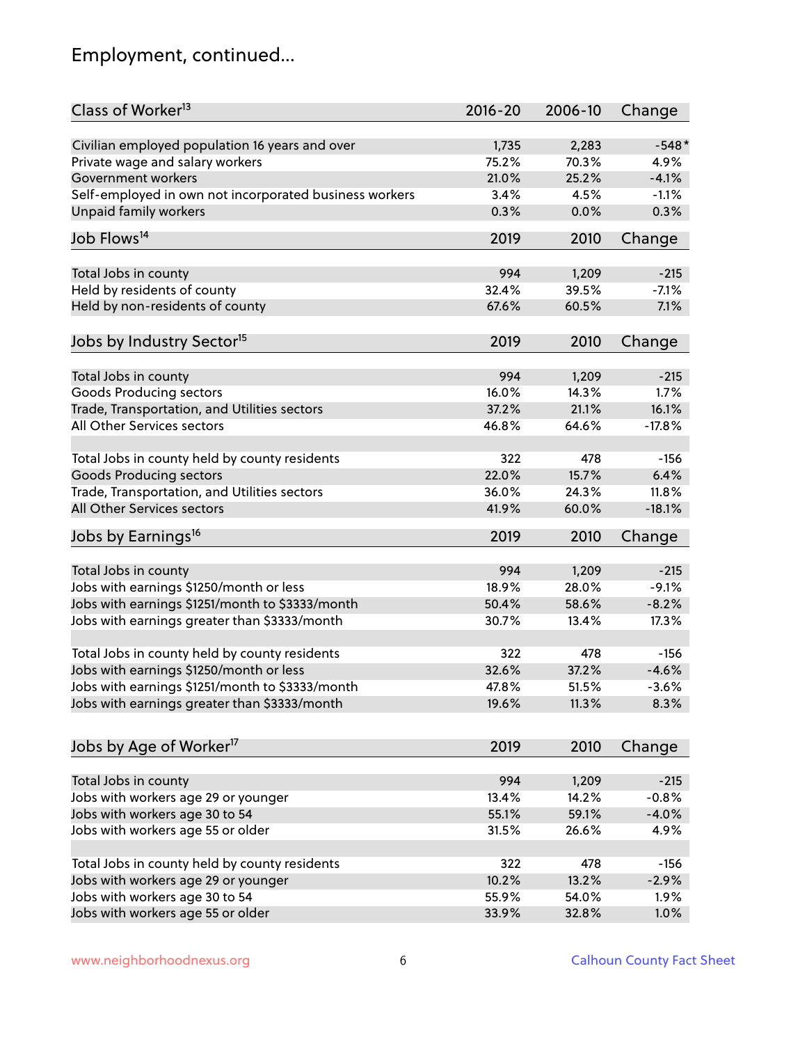# Employment, continued...

| Class of Worker[13] | 2016-20 | 2006-10 | Change |
|---|---|---|---|
| Civilian employed population 16 years and over | 1,735 | 2,283 | -548* |
| Private wage and salary workers | 75.2% | 70.3% | 4.9% |
| Government workers | 21.0% | 25.2% | -4.1% |
| Self-employed in own not incorporated business workers | 3.4% | 4.5% | -1.1% |
| Unpaid family workers | 0.3% | 0.0% | 0.3% |

| Job Flows[14] | 2019 | 2010 | Change |
|---|---|---|---|
| Total Jobs in county | 994 | 1,209 | -215 |
| Held by residents of county | 32.4% | 39.5% | -7.1% |
| Held by non-residents of county | 67.6% | 60.5% | 7.1% |

| Jobs by Industry Sector[15] | 2019 | 2010 | Change |
|---|---|---|---|
| Total Jobs in county | 994 | 1,209 | -215 |
| Goods Producing sectors | 16.0% | 14.3% | 1.7% |
| Trade, Transportation, and Utilities sectors | 37.2% | 21.1% | 16.1% |
| All Other Services sectors | 46.8% | 64.6% | -17.8% |
| | | | |
| Total Jobs in county held by county residents | 322 | 478 | -156 |
| Goods Producing sectors | 22.0% | 15.7% | 6.4% |
| Trade, Transportation, and Utilities sectors | 36.0% | 24.3% | 11.8% |
| All Other Services sectors | 41.9% | 60.0% | -18.1% |

| Jobs by Earnings[16] | 2019 | 2010 | Change |
|---|---|---|---|
| Total Jobs in county | 994 | 1,209 | -215 |
| Jobs with earnings $1250/month or less | 18.9% | 28.0% | -9.1% |
| Jobs with earnings $1251/month to $3333/month | 50.4% | 58.6% | -8.2% |
| Jobs with earnings greater than $3333/month | 30.7% | 13.4% | 17.3% |
| | | | |
| Total Jobs in county held by county residents | 322 | 478 | -156 |
| Jobs with earnings $1250/month or less | 32.6% | 37.2% | -4.6% |
| Jobs with earnings $1251/month to $3333/month | 47.8% | 51.5% | -3.6% |
| Jobs with earnings greater than $3333/month | 19.6% | 11.3% | 8.3% |

| Jobs by Age of Worker[17] | 2019 | 2010 | Change |
|---|---|---|---|
| Total Jobs in county | 994 | 1,209 | -215 |
| Jobs with workers age 29 or younger | 13.4% | 14.2% | -0.8% |
| Jobs with workers age 30 to 54 | 55.1% | 59.1% | -4.0% |
| Jobs with workers age 55 or older | 31.5% | 26.6% | 4.9% |
| | | | |
| Total Jobs in county held by county residents | 322 | 478 | -156 |
| Jobs with workers age 29 or younger | 10.2% | 13.2% | -2.9% |
| Jobs with workers age 30 to 54 | 55.9% | 54.0% | 1.9% |
| Jobs with workers age 55 or older | 33.9% | 32.8% | 1.0% |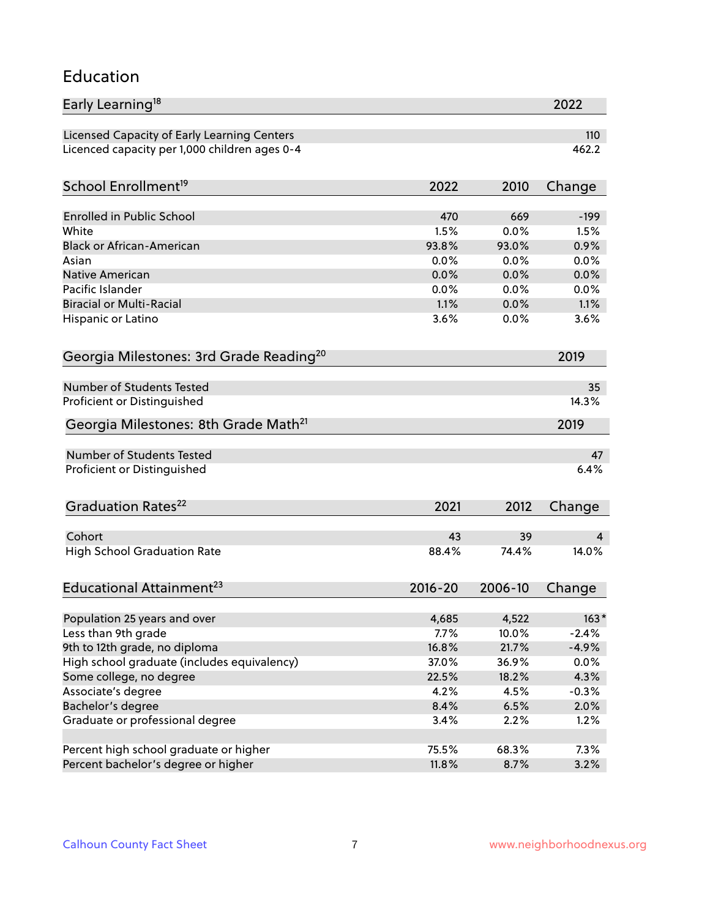## Education

| Early Learning[18] | 2022 |
|---|---|
| Licensed Capacity of Early Learning Centers | 110 |
| Licenced capacity per 1,000 children ages 0-4 | 462.2 |

| School Enrollment[19] | 2022 | 2010 | Change |
|---|---|---|---|
| Enrolled in Public School | 470 | 669 | -199 |
| White | 1.5% | 0.0% | 1.5% |
| Black or African-American | 93.8% | 93.0% | 0.9% |
| Asian | 0.0% | 0.0% | 0.0% |
| Native American | 0.0% | 0.0% | 0.0% |
| Pacific Islander | 0.0% | 0.0% | 0.0% |
| Biracial or Multi-Racial | 1.1% | 0.0% | 1.1% |
| Hispanic or Latino | 3.6% | 0.0% | 3.6% |

| Georgia Milestones: 3rd Grade Reading[20] | 2019 |
|---|---|
| Number of Students Tested | 35 |
| Proficient or Distinguished | 14.3% |

| Georgia Milestones: 8th Grade Math[21] | 2019 |
|---|---|
| Number of Students Tested | 47 |
| Proficient or Distinguished | 6.4% |

| Graduation Rates[22] | 2021 | 2012 | Change |
|---|---|---|---|
| Cohort | 43 | 39 | 4 |
| High School Graduation Rate | 88.4% | 74.4% | 14.0% |

| Educational Attainment[23] | 2016-20 | 2006-10 | Change |
|---|---|---|---|
| Population 25 years and over | 4,685 | 4,522 | 163* |
| Less than 9th grade | 7.7% | 10.0% | -2.4% |
| 9th to 12th grade, no diploma | 16.8% | 21.7% | -4.9% |
| High school graduate (includes equivalency) | 37.0% | 36.9% | 0.0% |
| Some college, no degree | 22.5% | 18.2% | 4.3% |
| Associate's degree | 4.2% | 4.5% | -0.3% |
| Bachelor's degree | 8.4% | 6.5% | 2.0% |
| Graduate or professional degree | 3.4% | 2.2% | 1.2% |
| | | | |
| Percent high school graduate or higher | 75.5% | 68.3% | 7.3% |
| Percent bachelor's degree or higher | 11.8% | 8.7% | 3.2% |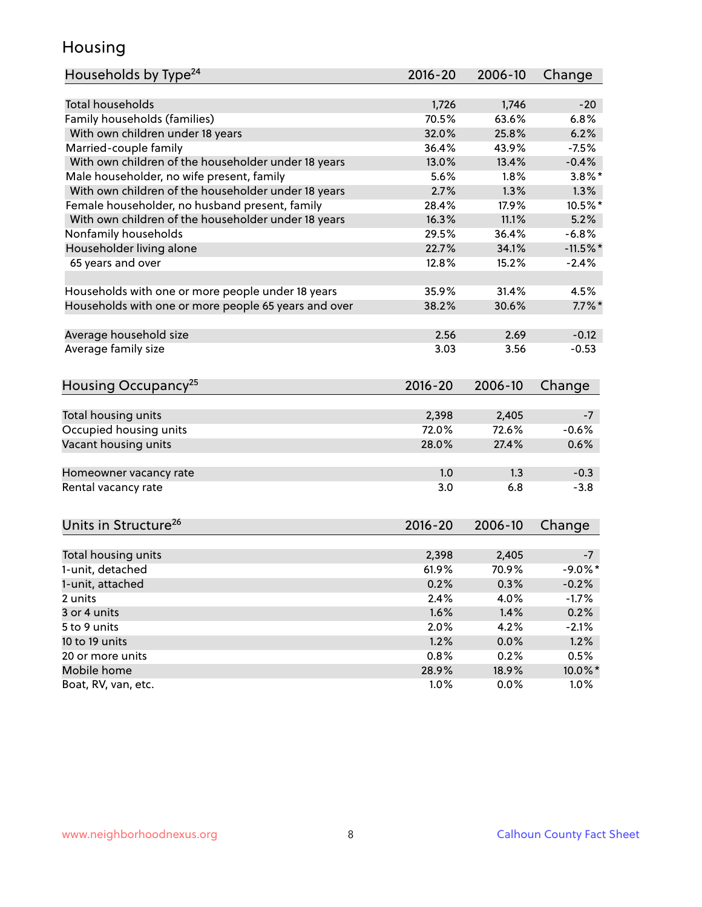## Housing

| Households by Type[24] | 2016-20 | 2006-10 | Change |
|---|---|---|---|
| Total households | 1,726 | 1,746 | -20 |
| Family households (families) | 70.5% | 63.6% | 6.8% |
| With own children under 18 years | 32.0% | 25.8% | 6.2% |
| Married-couple family | 36.4% | 43.9% | -7.5% |
| With own children of the householder under 18 years | 13.0% | 13.4% | -0.4% |
| Male householder, no wife present, family | 5.6% | 1.8% | 3.8%* |
| With own children of the householder under 18 years | 2.7% | 1.3% | 1.3% |
| Female householder, no husband present, family | 28.4% | 17.9% | 10.5%* |
| With own children of the householder under 18 years | 16.3% | 11.1% | 5.2% |
| Nonfamily households | 29.5% | 36.4% | -6.8% |
| Householder living alone | 22.7% | 34.1% | -11.5%* |
| 65 years and over | 12.8% | 15.2% | -2.4% |
| | | | |
| Households with one or more people under 18 years | 35.9% | 31.4% | 4.5% |
| Households with one or more people 65 years and over | 38.2% | 30.6% | 7.7%* |
| | | | |
| Average household size | 2.56 | 2.69 | -0.12 |
| Average family size | 3.03 | 3.56 | -0.53 |

| Housing Occupancy[25] | 2016-20 | 2006-10 | Change |
|---|---|---|---|
| Total housing units | 2,398 | 2,405 | -7 |
| Occupied housing units | 72.0% | 72.6% | -0.6% |
| Vacant housing units | 28.0% | 27.4% | 0.6% |
| | | | |
| Homeowner vacancy rate | 1.0 | 1.3 | -0.3 |
| Rental vacancy rate | 3.0 | 6.8 | -3.8 |

| Units in Structure[26] | 2016-20 | 2006-10 | Change |
|---|---|---|---|
| Total housing units | 2,398 | 2,405 | -7 |
| 1-unit, detached | 61.9% | 70.9% | -9.0%* |
| 1-unit, attached | 0.2% | 0.3% | -0.2% |
| 2 units | 2.4% | 4.0% | -1.7% |
| 3 or 4 units | 1.6% | 1.4% | 0.2% |
| 5 to 9 units | 2.0% | 4.2% | -2.1% |
| 10 to 19 units | 1.2% | 0.0% | 1.2% |
| 20 or more units | 0.8% | 0.2% | 0.5% |
| Mobile home | 28.9% | 18.9% | 10.0%* |
| Boat, RV, van, etc. | 1.0% | 0.0% | 1.0% |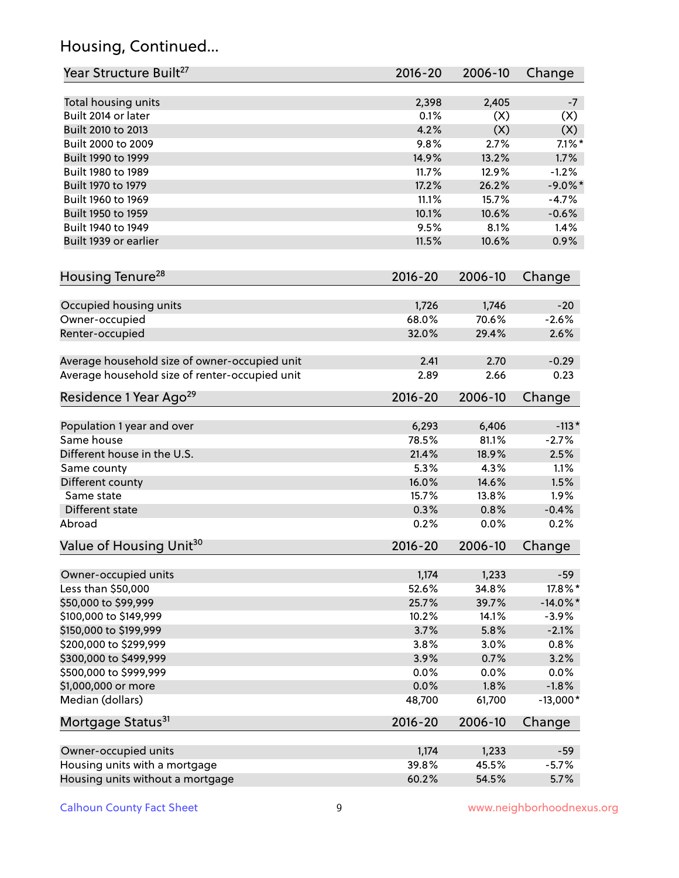## Housing, Continued...

| Year Structure Built[27] | 2016-20 | 2006-10 | Change |
|---|---|---|---|
| Total housing units | 2,398 | 2,405 | -7 |
| Built 2014 or later | 0.1% | (X) | (X) |
| Built 2010 to 2013 | 4.2% | (X) | (X) |
| Built 2000 to 2009 | 9.8% | 2.7% | 7.1%* |
| Built 1990 to 1999 | 14.9% | 13.2% | 1.7% |
| Built 1980 to 1989 | 11.7% | 12.9% | -1.2% |
| Built 1970 to 1979 | 17.2% | 26.2% | -9.0%* |
| Built 1960 to 1969 | 11.1% | 15.7% | -4.7% |
| Built 1950 to 1959 | 10.1% | 10.6% | -0.6% |
| Built 1940 to 1949 | 9.5% | 8.1% | 1.4% |
| Built 1939 or earlier | 11.5% | 10.6% | 0.9% |

| Housing Tenure[28] | 2016-20 | 2006-10 | Change |
|---|---|---|---|
| Occupied housing units | 1,726 | 1,746 | -20 |
| Owner-occupied | 68.0% | 70.6% | -2.6% |
| Renter-occupied | 32.0% | 29.4% | 2.6% |
| Average household size of owner-occupied unit | 2.41 | 2.70 | -0.29 |
| Average household size of renter-occupied unit | 2.89 | 2.66 | 0.23 |

| Residence 1 Year Ago[29] | 2016-20 | 2006-10 | Change |
|---|---|---|---|
| Population 1 year and over | 6,293 | 6,406 | -113* |
| Same house | 78.5% | 81.1% | -2.7% |
| Different house in the U.S. | 21.4% | 18.9% | 2.5% |
| Same county | 5.3% | 4.3% | 1.1% |
| Different county | 16.0% | 14.6% | 1.5% |
| Same state | 15.7% | 13.8% | 1.9% |
| Different state | 0.3% | 0.8% | -0.4% |
| Abroad | 0.2% | 0.0% | 0.2% |

| Value of Housing Unit[30] | 2016-20 | 2006-10 | Change |
|---|---|---|---|
| Owner-occupied units | 1,174 | 1,233 | -59 |
| Less than $50,000 | 52.6% | 34.8% | 17.8%* |
| $50,000 to $99,999 | 25.7% | 39.7% | -14.0%* |
| $100,000 to $149,999 | 10.2% | 14.1% | -3.9% |
| $150,000 to $199,999 | 3.7% | 5.8% | -2.1% |
| $200,000 to $299,999 | 3.8% | 3.0% | 0.8% |
| $300,000 to $499,999 | 3.9% | 0.7% | 3.2% |
| $500,000 to $999,999 | 0.0% | 0.0% | 0.0% |
| $1,000,000 or more | 0.0% | 1.8% | -1.8% |
| Median (dollars) | 48,700 | 61,700 | -13,000* |

| Mortgage Status[31] | 2016-20 | 2006-10 | Change |
|---|---|---|---|
| Owner-occupied units | 1,174 | 1,233 | -59 |
| Housing units with a mortgage | 39.8% | 45.5% | -5.7% |
| Housing units without a mortgage | 60.2% | 54.5% | 5.7% |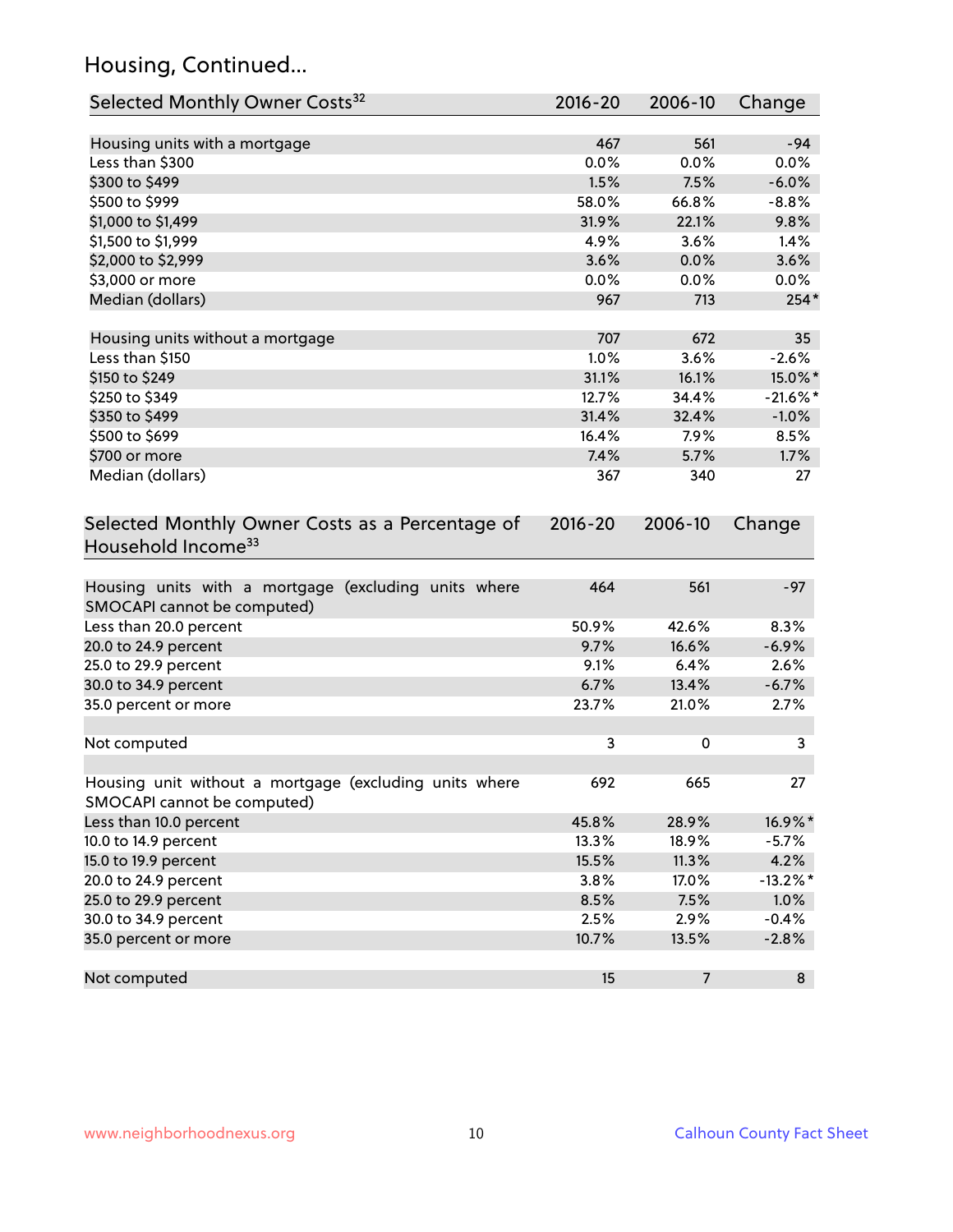## Housing, Continued...

| Selected Monthly Owner Costs[32] | 2016-20 | 2006-10 | Change |
|---|---|---|---|
| Housing units with a mortgage | 467 | 561 | -94 |
| Less than $300 | 0.0% | 0.0% | 0.0% |
| $300 to $499 | 1.5% | 7.5% | -6.0% |
| $500 to $999 | 58.0% | 66.8% | -8.8% |
| $1,000 to $1,499 | 31.9% | 22.1% | 9.8% |
| $1,500 to $1,999 | 4.9% | 3.6% | 1.4% |
| $2,000 to $2,999 | 3.6% | 0.0% | 3.6% |
| $3,000 or more | 0.0% | 0.0% | 0.0% |
| Median (dollars) | 967 | 713 | 254* |
| | | | |
| Housing units without a mortgage | 707 | 672 | 35 |
| Less than $150 | 1.0% | 3.6% | -2.6% |
| $150 to $249 | 31.1% | 16.1% | 15.0%* |
| $250 to $349 | 12.7% | 34.4% | -21.6%* |
| $350 to $499 | 31.4% | 32.4% | -1.0% |
| $500 to $699 | 16.4% | 7.9% | 8.5% |
| $700 or more | 7.4% | 5.7% | 1.7% |
| Median (dollars) | 367 | 340 | 27 |

| Selected Monthly Owner Costs as a Percentage of Household Income[33] | 2016-20 | 2006-10 | Change |
|---|---|---|---|
| Housing units with a mortgage (excluding units where SMOCAPI cannot be computed) | 464 | 561 | -97 |
| Less than 20.0 percent | 50.9% | 42.6% | 8.3% |
| 20.0 to 24.9 percent | 9.7% | 16.6% | -6.9% |
| 25.0 to 29.9 percent | 9.1% | 6.4% | 2.6% |
| 30.0 to 34.9 percent | 6.7% | 13.4% | -6.7% |
| 35.0 percent or more | 23.7% | 21.0% | 2.7% |
| | | | |
| Not computed | 3 | 0 | 3 |
| | | | |
| Housing unit without a mortgage (excluding units where SMOCAPI cannot be computed) | 692 | 665 | 27 |
| Less than 10.0 percent | 45.8% | 28.9% | 16.9%* |
| 10.0 to 14.9 percent | 13.3% | 18.9% | -5.7% |
| 15.0 to 19.9 percent | 15.5% | 11.3% | 4.2% |
| 20.0 to 24.9 percent | 3.8% | 17.0% | -13.2%* |
| 25.0 to 29.9 percent | 8.5% | 7.5% | 1.0% |
| 30.0 to 34.9 percent | 2.5% | 2.9% | -0.4% |
| 35.0 percent or more | 10.7% | 13.5% | -2.8% |
| | | | |
| Not computed | 15 | 7 | 8 |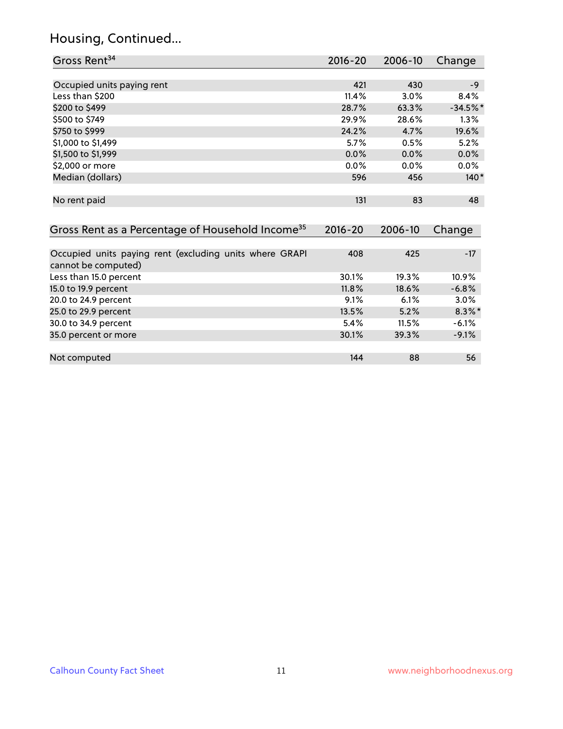# Housing, Continued...

| Gross Rent[34] | 2016-20 | 2006-10 | Change |
|---|---|---|---|
| Occupied units paying rent | 421 | 430 | -9 |
| Less than $200 | 11.4% | 3.0% | 8.4% |
| $200 to $499 | 28.7% | 63.3% | -34.5%* |
| $500 to $749 | 29.9% | 28.6% | 1.3% |
| $750 to $999 | 24.2% | 4.7% | 19.6% |
| $1,000 to $1,499 | 5.7% | 0.5% | 5.2% |
| $1,500 to $1,999 | 0.0% | 0.0% | 0.0% |
| $2,000 or more | 0.0% | 0.0% | 0.0% |
| Median (dollars) | 596 | 456 | 140* |
| No rent paid | 131 | 83 | 48 |

| Gross Rent as a Percentage of Household Income[35] | 2016-20 | 2006-10 | Change |
|---|---|---|---|
| Occupied units paying rent (excluding units where GRAPI cannot be computed) | 408 | 425 | -17 |
| Less than 15.0 percent | 30.1% | 19.3% | 10.9% |
| 15.0 to 19.9 percent | 11.8% | 18.6% | -6.8% |
| 20.0 to 24.9 percent | 9.1% | 6.1% | 3.0% |
| 25.0 to 29.9 percent | 13.5% | 5.2% | 8.3%* |
| 30.0 to 34.9 percent | 5.4% | 11.5% | -6.1% |
| 35.0 percent or more | 30.1% | 39.3% | -9.1% |
| Not computed | 144 | 88 | 56 |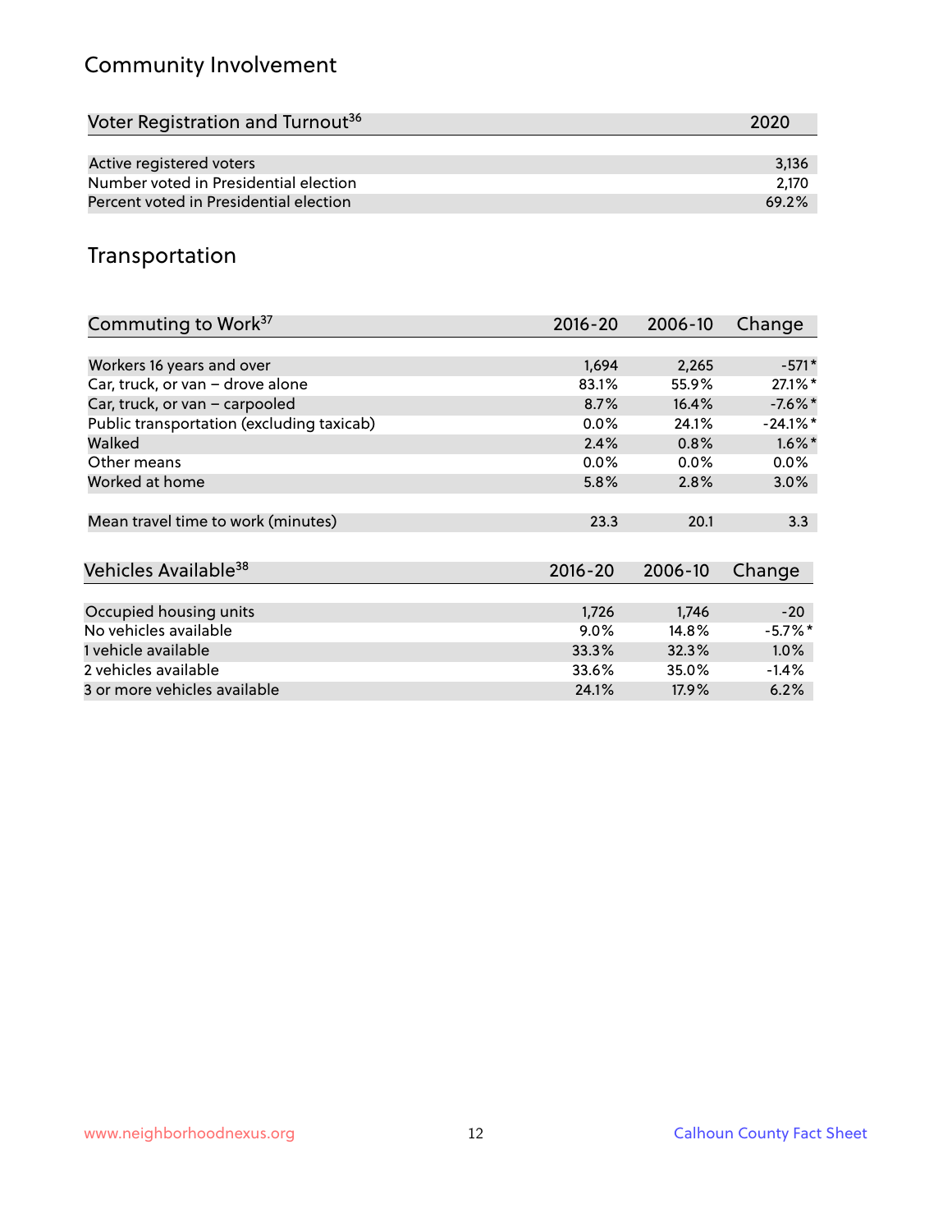## Community Involvement

| Voter Registration and Turnout[36] | 2020 |
|---|---|
| Active registered voters | 3,136 |
| Number voted in Presidential election | 2,170 |
| Percent voted in Presidential election | 69.2% |

## Transportation

| Commuting to Work[37] | 2016-20 | 2006-10 | Change |
|---|---|---|---|
| Workers 16 years and over | 1,694 | 2,265 | -571* |
| Car, truck, or van – drove alone | 83.1% | 55.9% | 27.1%* |
| Car, truck, or van – carpooled | 8.7% | 16.4% | -7.6%* |
| Public transportation (excluding taxicab) | 0.0% | 24.1% | -24.1%* |
| Walked | 2.4% | 0.8% | 1.6%* |
| Other means | 0.0% | 0.0% | 0.0% |
| Worked at home | 5.8% | 2.8% | 3.0% |
| Mean travel time to work (minutes) | 23.3 | 20.1 | 3.3 |

| Vehicles Available[38] | 2016-20 | 2006-10 | Change |
|---|---|---|---|
| Occupied housing units | 1,726 | 1,746 | -20 |
| No vehicles available | 9.0% | 14.8% | -5.7%* |
| 1 vehicle available | 33.3% | 32.3% | 1.0% |
| 2 vehicles available | 33.6% | 35.0% | -1.4% |
| 3 or more vehicles available | 24.1% | 17.9% | 6.2% |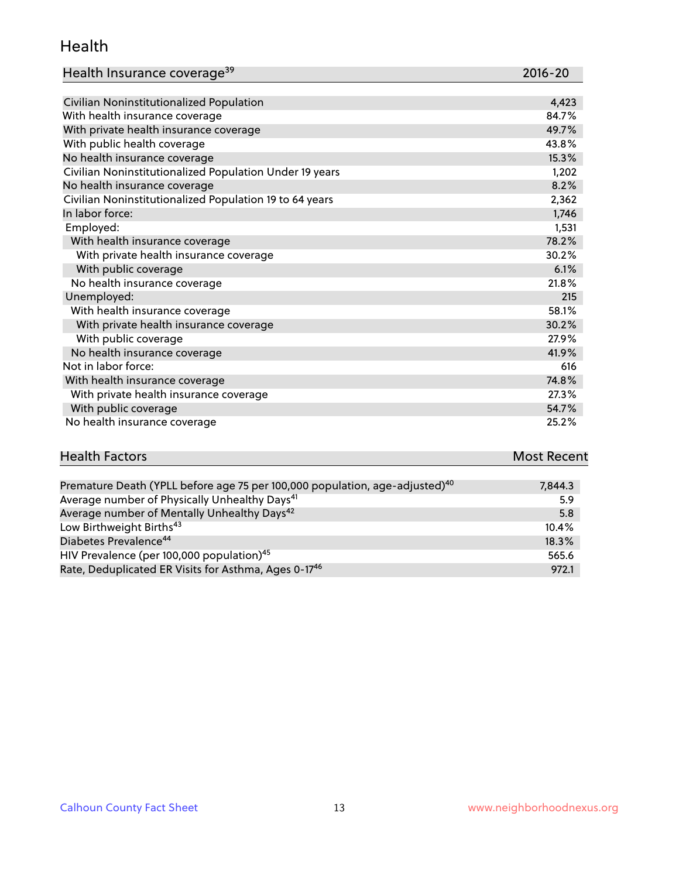## Health

| Health Insurance coverage[39] | 2016-20 |
|---|---|
| Civilian Noninstitutionalized Population | 4,423 |
| With health insurance coverage | 84.7% |
| With private health insurance coverage | 49.7% |
| With public health coverage | 43.8% |
| No health insurance coverage | 15.3% |
| Civilian Noninstitutionalized Population Under 19 years | 1,202 |
| No health insurance coverage | 8.2% |
| Civilian Noninstitutionalized Population 19 to 64 years | 2,362 |
| In labor force: | 1,746 |
| Employed: | 1,531 |
| With health insurance coverage | 78.2% |
| With private health insurance coverage | 30.2% |
| With public coverage | 6.1% |
| No health insurance coverage | 21.8% |
| Unemployed: | 215 |
| With health insurance coverage | 58.1% |
| With private health insurance coverage | 30.2% |
| With public coverage | 27.9% |
| No health insurance coverage | 41.9% |
| Not in labor force: | 616 |
| With health insurance coverage | 74.8% |
| With private health insurance coverage | 27.3% |
| With public coverage | 54.7% |
| No health insurance coverage | 25.2% |

| Health Factors | Most Recent |
|---|---|
| Premature Death (YPLL before age 75 per 100,000 population, age-adjusted)[40] | 7,844.3 |
| Average number of Physically Unhealthy Days[41] | 5.9 |
| Average number of Mentally Unhealthy Days[42] | 5.8 |
| Low Birthweight Births[43] | 10.4% |
| Diabetes Prevalence[44] | 18.3% |
| HIV Prevalence (per 100,000 population)[45] | 565.6 |
| Rate, Deduplicated ER Visits for Asthma, Ages 0-17[46] | 972.1 |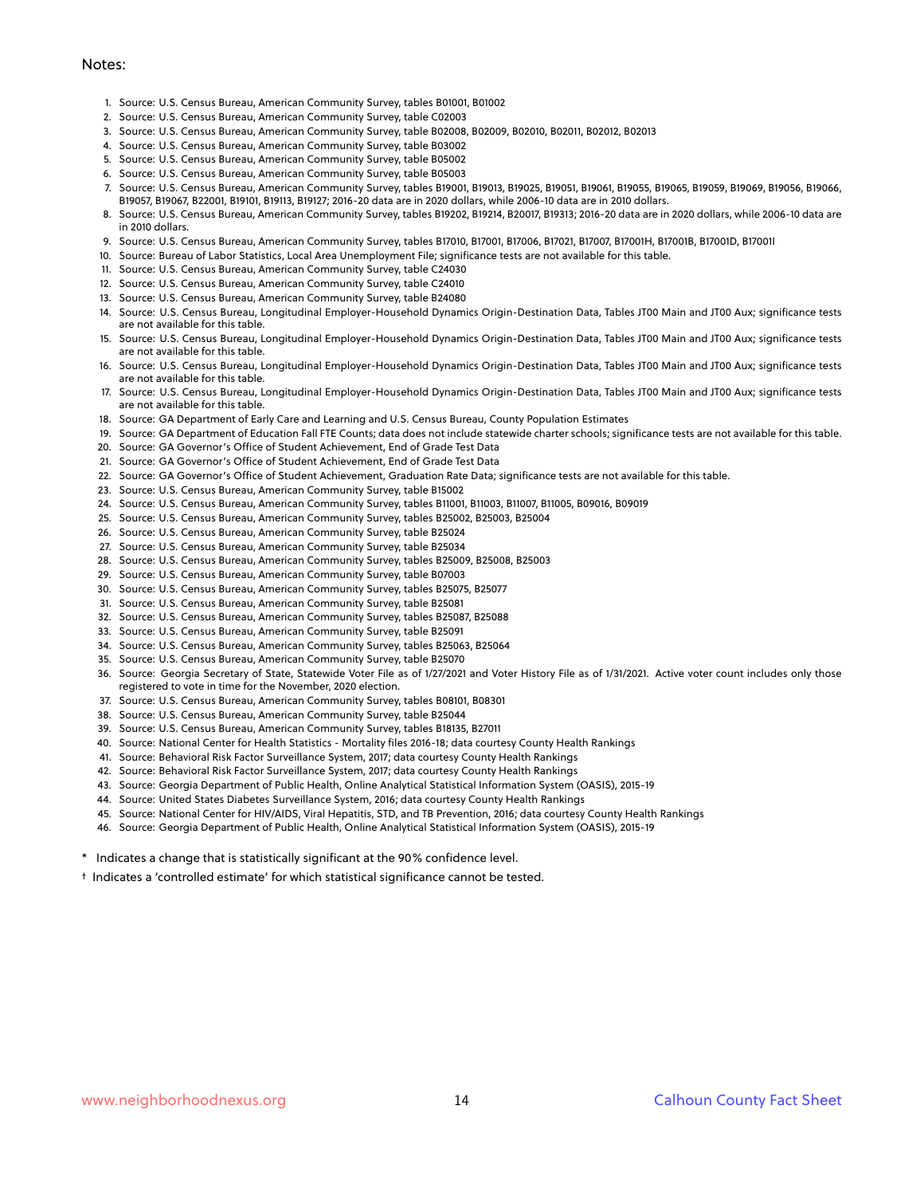Notes:

1. Source: U.S. Census Bureau, American Community Survey, tables B01001, B01002
2. Source: U.S. Census Bureau, American Community Survey, table C02003
3. Source: U.S. Census Bureau, American Community Survey, table B02008, B02009, B02010, B02011, B02012, B02013
4. Source: U.S. Census Bureau, American Community Survey, table B03002
5. Source: U.S. Census Bureau, American Community Survey, table B05002
6. Source: U.S. Census Bureau, American Community Survey, table B05003
7. Source: U.S. Census Bureau, American Community Survey, tables B19001, B19013, B19025, B19051, B19061, B19055, B19065, B19059, B19069, B19056, B19066, B19057, B19067, B22001, B19101, B19113, B19127; 2016-20 data are in 2020 dollars, while 2006-10 data are in 2010 dollars.
8. Source: U.S. Census Bureau, American Community Survey, tables B19202, B19214, B20017, B19313; 2016-20 data are in 2020 dollars, while 2006-10 data are in 2010 dollars.
9. Source: U.S. Census Bureau, American Community Survey, tables B17010, B17001, B17006, B17021, B17007, B17001H, B17001B, B17001D, B17001I
10. Source: Bureau of Labor Statistics, Local Area Unemployment File; significance tests are not available for this table.
11. Source: U.S. Census Bureau, American Community Survey, table C24030
12. Source: U.S. Census Bureau, American Community Survey, table C24010
13. Source: U.S. Census Bureau, American Community Survey, table B24080
14. Source: U.S. Census Bureau, Longitudinal Employer-Household Dynamics Origin-Destination Data, Tables JT00 Main and JT00 Aux; significance tests are not available for this table.
15. Source: U.S. Census Bureau, Longitudinal Employer-Household Dynamics Origin-Destination Data, Tables JT00 Main and JT00 Aux; significance tests are not available for this table.
16. Source: U.S. Census Bureau, Longitudinal Employer-Household Dynamics Origin-Destination Data, Tables JT00 Main and JT00 Aux; significance tests are not available for this table.
17. Source: U.S. Census Bureau, Longitudinal Employer-Household Dynamics Origin-Destination Data, Tables JT00 Main and JT00 Aux; significance tests are not available for this table.
18. Source: GA Department of Early Care and Learning and U.S. Census Bureau, County Population Estimates
19. Source: GA Department of Education Fall FTE Counts; data does not include statewide charter schools; significance tests are not available for this table.
20. Source: GA Governor's Office of Student Achievement, End of Grade Test Data
21. Source: GA Governor's Office of Student Achievement, End of Grade Test Data
22. Source: GA Governor's Office of Student Achievement, Graduation Rate Data; significance tests are not available for this table.
23. Source: U.S. Census Bureau, American Community Survey, table B15002
24. Source: U.S. Census Bureau, American Community Survey, tables B11001, B11003, B11007, B11005, B09016, B09019
25. Source: U.S. Census Bureau, American Community Survey, tables B25002, B25003, B25004
26. Source: U.S. Census Bureau, American Community Survey, table B25024
27. Source: U.S. Census Bureau, American Community Survey, table B25034
28. Source: U.S. Census Bureau, American Community Survey, tables B25009, B25008, B25003
29. Source: U.S. Census Bureau, American Community Survey, table B07003
30. Source: U.S. Census Bureau, American Community Survey, tables B25075, B25077
31. Source: U.S. Census Bureau, American Community Survey, table B25081
32. Source: U.S. Census Bureau, American Community Survey, tables B25087, B25088
33. Source: U.S. Census Bureau, American Community Survey, table B25091
34. Source: U.S. Census Bureau, American Community Survey, tables B25063, B25064
35. Source: U.S. Census Bureau, American Community Survey, table B25070
36. Source: Georgia Secretary of State, Statewide Voter File as of 1/27/2021 and Voter History File as of 1/31/2021. Active voter count includes only those registered to vote in time for the November, 2020 election.
37. Source: U.S. Census Bureau, American Community Survey, tables B08101, B08301
38. Source: U.S. Census Bureau, American Community Survey, table B25044
39. Source: U.S. Census Bureau, American Community Survey, tables B18135, B27011
40. Source: National Center for Health Statistics - Mortality files 2016-18; data courtesy County Health Rankings
41. Source: Behavioral Risk Factor Surveillance System, 2017; data courtesy County Health Rankings
42. Source: Behavioral Risk Factor Surveillance System, 2017; data courtesy County Health Rankings
43. Source: Georgia Department of Public Health, Online Analytical Statistical Information System (OASIS), 2015-19
44. Source: United States Diabetes Surveillance System, 2016; data courtesy County Health Rankings
45. Source: National Center for HIV/AIDS, Viral Hepatitis, STD, and TB Prevention, 2016; data courtesy County Health Rankings
46. Source: Georgia Department of Public Health, Online Analytical Statistical Information System (OASIS), 2015-19

\* Indicates a change that is statistically significant at the 90% confidence level.

† Indicates a 'controlled estimate' for which statistical significance cannot be tested.